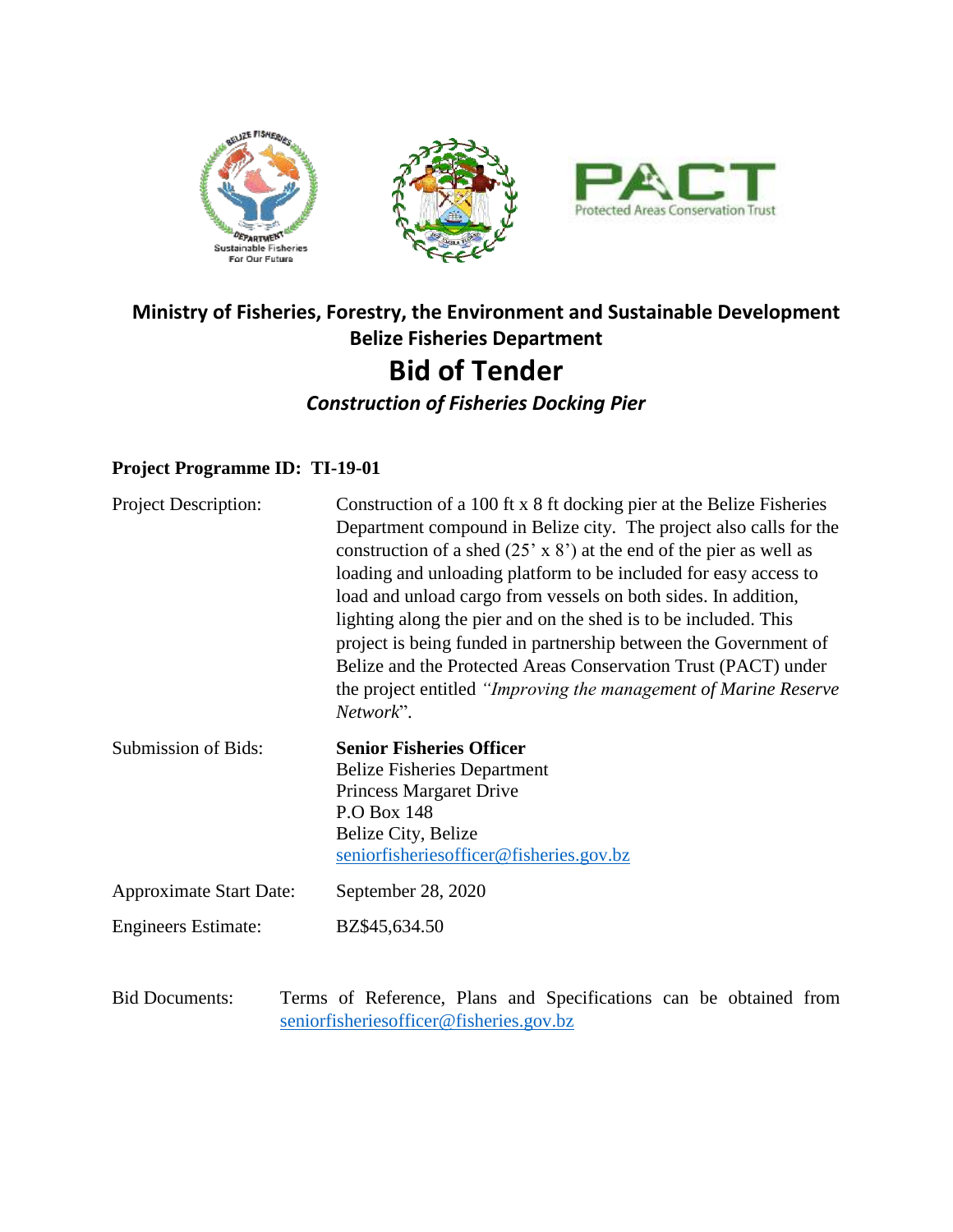# Ministry of Fisheries, Forestry, the Environment and Sustainable Development

## Belize Fisheries Department

# Bid of Tender

### *Construction of Fisheries Docking Pier*

**Project Programme ID: TI-19-01**

| | |
|---|---|
| Project Description: | Construction of a 100 ft x 8 ft docking pier at the Belize Fisheries Department compound in Belize city. The project also calls for the construction of a shed (25' x 8') at the end of the pier as well as loading and unloading platform to be included for easy access to load and unload cargo from vessels on both sides. In addition, lighting along the pier and on the shed is to be included. This project is being funded in partnership between the Government of Belize and the Protected Areas Conservation Trust (PACT) under the project entitled *"Improving the management of Marine Reserve Network*". |
| Submission of Bids: | **Senior Fisheries Officer**<br>Belize Fisheries Department<br>Princess Margaret Drive<br>P.O Box 148<br>Belize City, Belize<br>seniorfisheriesofficer@fisheries.gov.bz |
| Approximate Start Date: | September 28, 2020 |
| Engineers Estimate: | BZ$45,634.50 |

Bid Documents: Terms of Reference, Plans and Specifications can be obtained from seniorfisheriesofficer@fisheries.gov.bz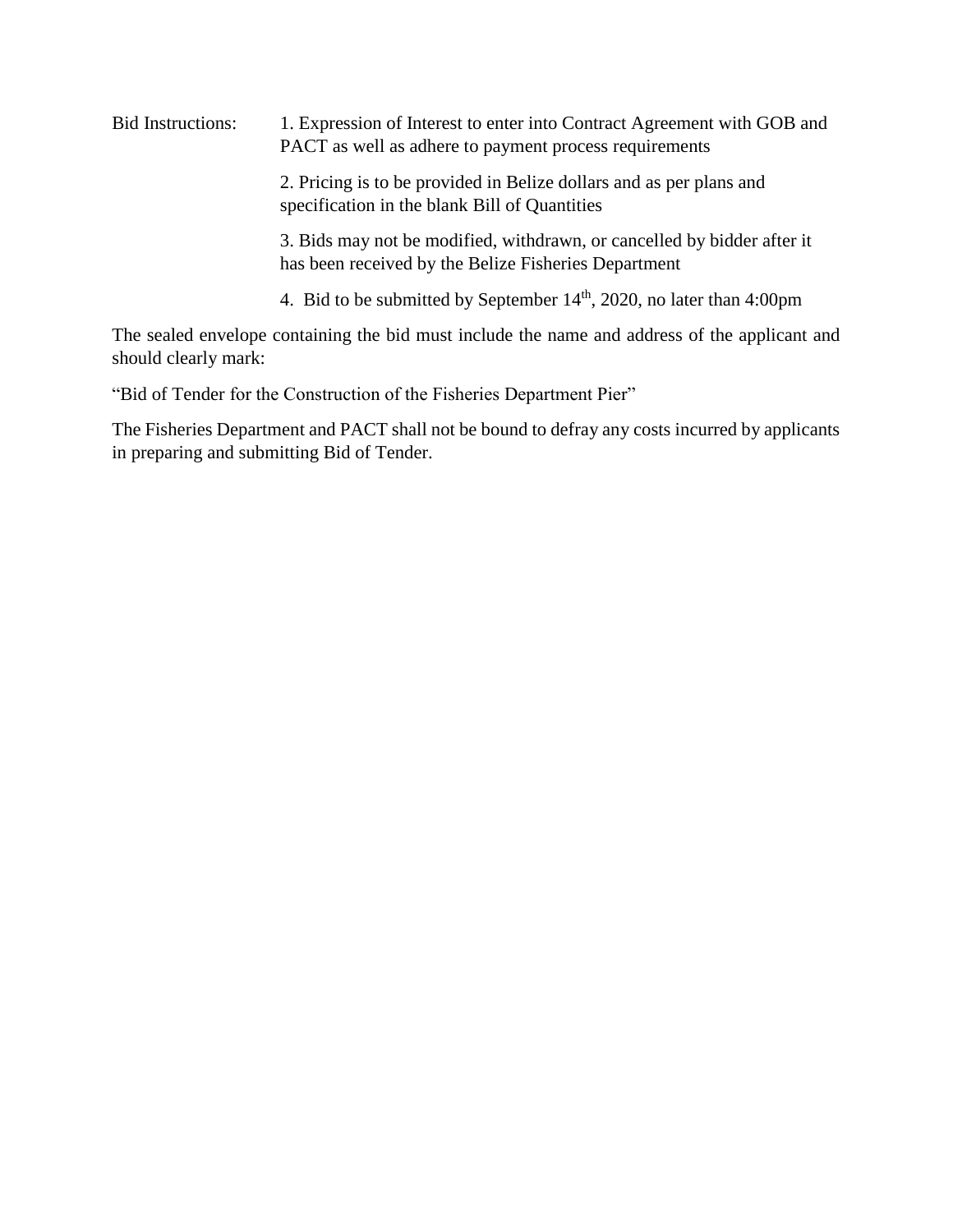Bid Instructions:

1. Expression of Interest to enter into Contract Agreement with GOB and PACT as well as adhere to payment process requirements

2. Pricing is to be provided in Belize dollars and as per plans and specification in the blank Bill of Quantities

3. Bids may not be modified, withdrawn, or cancelled by bidder after it has been received by the Belize Fisheries Department

4. Bid to be submitted by September 14th, 2020, no later than 4:00pm

The sealed envelope containing the bid must include the name and address of the applicant and should clearly mark:

"Bid of Tender for the Construction of the Fisheries Department Pier"

The Fisheries Department and PACT shall not be bound to defray any costs incurred by applicants in preparing and submitting Bid of Tender.